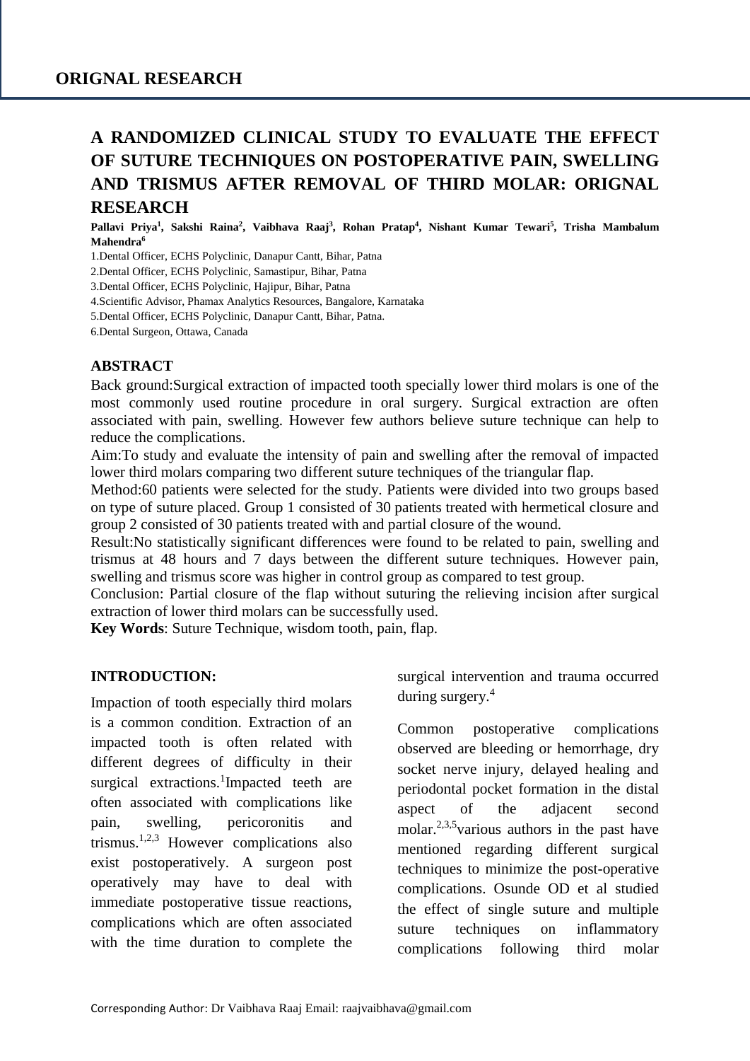**ORIGNAL RESEARCH**

# A RANDOMIZED CLINICAL STUDY TO EVALUATE THE EFFECT OF SUTURE TECHNIQUES ON POSTOPERATIVE PAIN, SWELLING AND TRISMUS AFTER REMOVAL OF THIRD MOLAR: ORIGNAL RESEARCH

**Pallavi Priya[1], Sakshi Raina[2], Vaibhava Raaj[3], Rohan Pratap[4], Nishant Kumar Tewari[5], Trisha Mambalum Mahendra[6]**

1.Dental Officer, ECHS Polyclinic, Danapur Cantt, Bihar, Patna

2.Dental Officer, ECHS Polyclinic, Samastipur, Bihar, Patna

3.Dental Officer, ECHS Polyclinic, Hajipur, Bihar, Patna

4.Scientific Advisor, Phamax Analytics Resources, Bangalore, Karnataka

5.Dental Officer, ECHS Polyclinic, Danapur Cantt, Bihar, Patna.

6.Dental Surgeon, Ottawa, Canada

## ABSTRACT

Back ground:Surgical extraction of impacted tooth specially lower third molars is one of the most commonly used routine procedure in oral surgery. Surgical extraction are often associated with pain, swelling. However few authors believe suture technique can help to reduce the complications.

Aim:To study and evaluate the intensity of pain and swelling after the removal of impacted lower third molars comparing two different suture techniques of the triangular flap.

Method:60 patients were selected for the study. Patients were divided into two groups based on type of suture placed. Group 1 consisted of 30 patients treated with hermetical closure and group 2 consisted of 30 patients treated with and partial closure of the wound.

Result:No statistically significant differences were found to be related to pain, swelling and trismus at 48 hours and 7 days between the different suture techniques. However pain, swelling and trismus score was higher in control group as compared to test group.

Conclusion: Partial closure of the flap without suturing the relieving incision after surgical extraction of lower third molars can be successfully used.

**Key Words**: Suture Technique, wisdom tooth, pain, flap.

## INTRODUCTION:

Impaction of tooth especially third molars is a common condition. Extraction of an impacted tooth is often related with different degrees of difficulty in their surgical extractions.[1]Impacted teeth are often associated with complications like pain, swelling, pericoronitis and trismus.[1,2,3] However complications also exist postoperatively. A surgeon post operatively may have to deal with immediate postoperative tissue reactions, complications which are often associated with the time duration to complete the surgical intervention and trauma occurred during surgery.[4]

Common postoperative complications observed are bleeding or hemorrhage, dry socket nerve injury, delayed healing and periodontal pocket formation in the distal aspect of the adjacent second molar.[2,3,5]various authors in the past have mentioned regarding different surgical techniques to minimize the post-operative complications. Osunde OD et al studied the effect of single suture and multiple suture techniques on inflammatory complications following third molar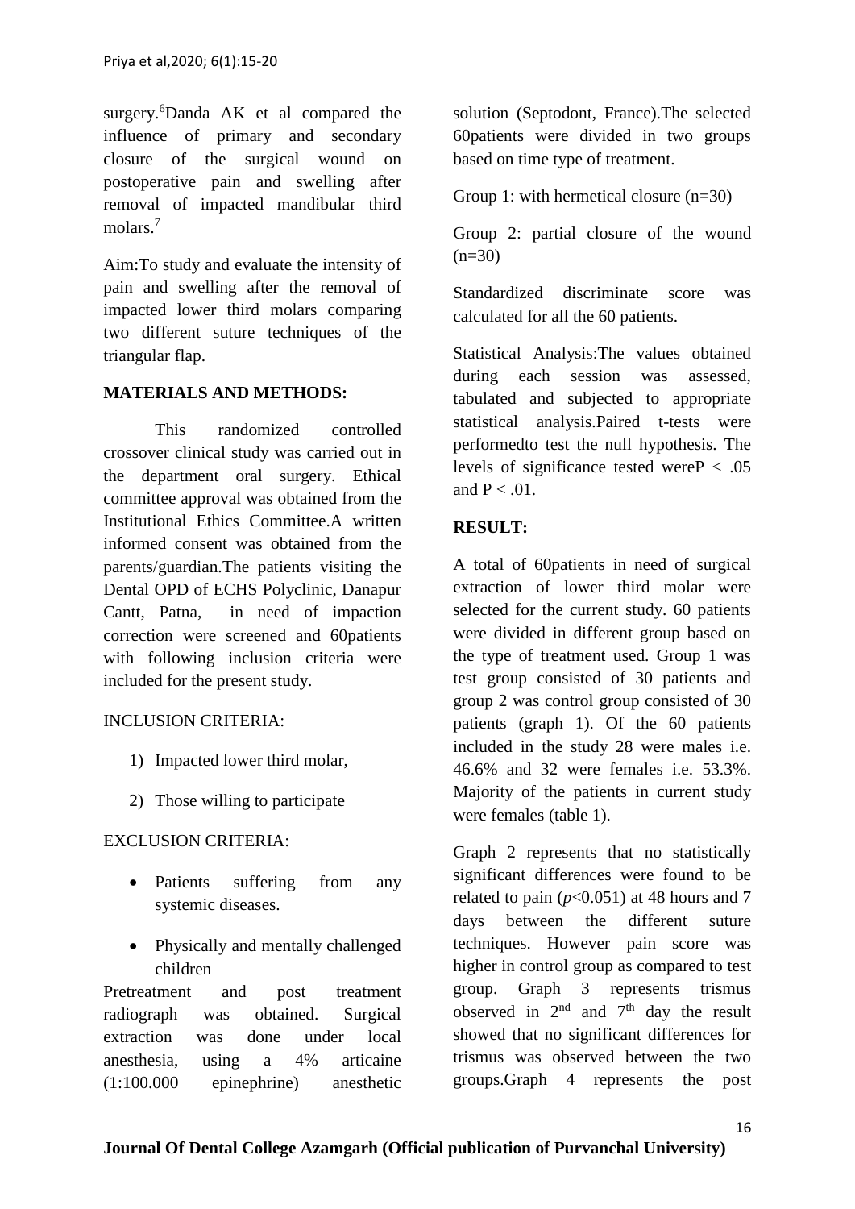surgery.[6]Danda AK et al compared the influence of primary and secondary closure of the surgical wound on postoperative pain and swelling after removal of impacted mandibular third molars.[7]

Aim:To study and evaluate the intensity of pain and swelling after the removal of impacted lower third molars comparing two different suture techniques of the triangular flap.

## MATERIALS AND METHODS:

This randomized controlled crossover clinical study was carried out in the department oral surgery. Ethical committee approval was obtained from the Institutional Ethics Committee.A written informed consent was obtained from the parents/guardian.The patients visiting the Dental OPD of ECHS Polyclinic, Danapur Cantt, Patna, in need of impaction correction were screened and 60patients with following inclusion criteria were included for the present study.

INCLUSION CRITERIA:

1) Impacted lower third molar,
2) Those willing to participate

EXCLUSION CRITERIA:

- Patients suffering from any systemic diseases.
- Physically and mentally challenged children

Pretreatment and post treatment radiograph was obtained. Surgical extraction was done under local anesthesia, using a 4% articaine (1:100.000 epinephrine) anesthetic solution (Septodont, France).The selected 60patients were divided in two groups based on time type of treatment.

Group 1: with hermetical closure (n=30)

Group 2: partial closure of the wound (n=30)

Standardized discriminate score was calculated for all the 60 patients.

Statistical Analysis:The values obtained during each session was assessed, tabulated and subjected to appropriate statistical analysis.Paired t-tests were performedto test the null hypothesis. The levels of significance tested were$P < .05$ and $P < .01$.

## RESULT:

A total of 60patients in need of surgical extraction of lower third molar were selected for the current study. 60 patients were divided in different group based on the type of treatment used. Group 1 was test group consisted of 30 patients and group 2 was control group consisted of 30 patients (graph 1). Of the 60 patients included in the study 28 were males i.e. 46.6% and 32 were females i.e. 53.3%. Majority of the patients in current study were females (table 1).

Graph 2 represents that no statistically significant differences were found to be related to pain ($p$<0.051) at 48 hours and 7 days between the different suture techniques. However pain score was higher in control group as compared to test group. Graph 3 represents trismus observed in 2[nd] and 7[th] day the result showed that no significant differences for trismus was observed between the two groups.Graph 4 represents the post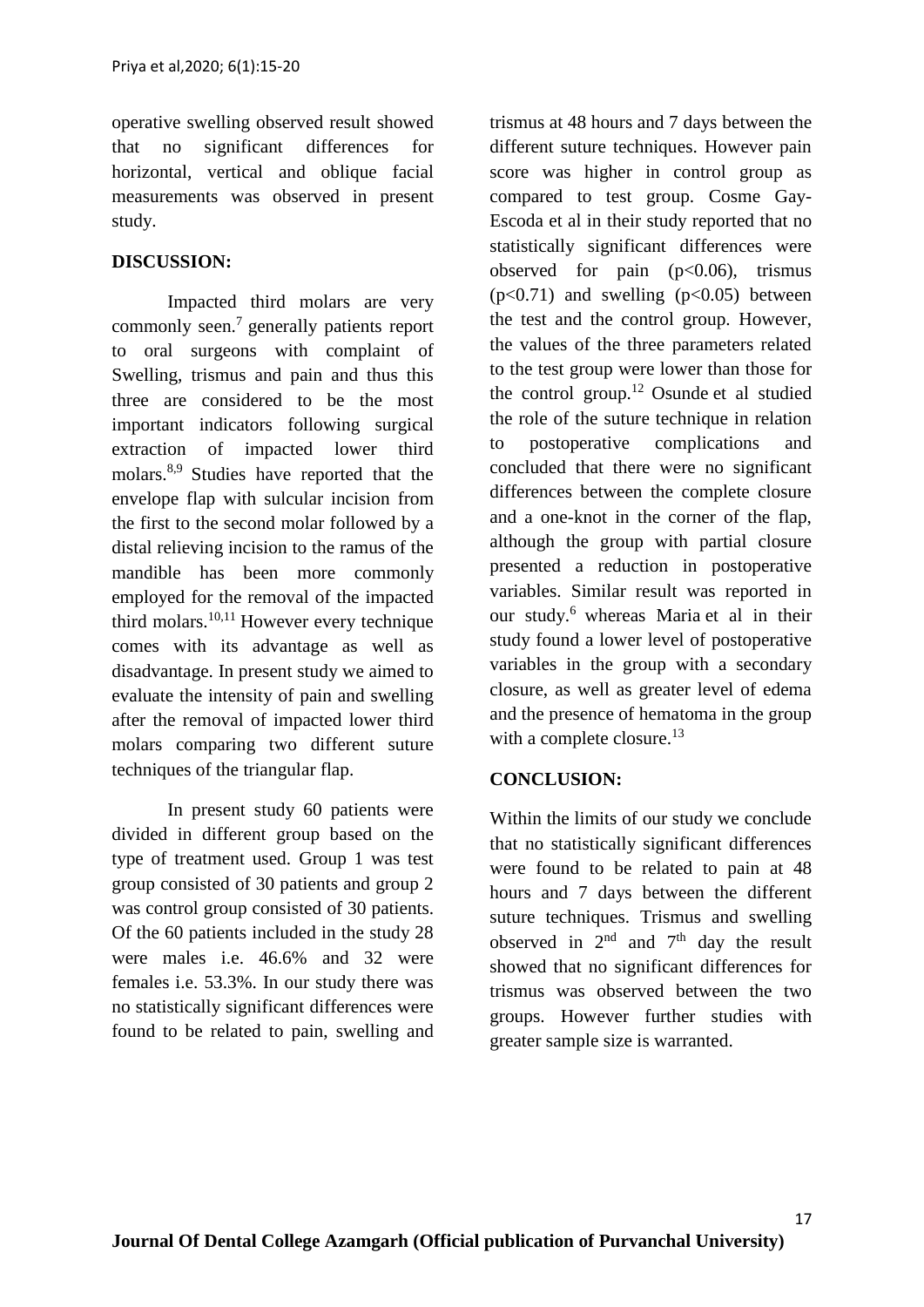operative swelling observed result showed that no significant differences for horizontal, vertical and oblique facial measurements was observed in present study.

## DISCUSSION:

Impacted third molars are very commonly seen.[7] generally patients report to oral surgeons with complaint of Swelling, trismus and pain and thus this three are considered to be the most important indicators following surgical extraction of impacted lower third molars.[8,9] Studies have reported that the envelope flap with sulcular incision from the first to the second molar followed by a distal relieving incision to the ramus of the mandible has been more commonly employed for the removal of the impacted third molars.[10,11] However every technique comes with its advantage as well as disadvantage. In present study we aimed to evaluate the intensity of pain and swelling after the removal of impacted lower third molars comparing two different suture techniques of the triangular flap.

In present study 60 patients were divided in different group based on the type of treatment used. Group 1 was test group consisted of 30 patients and group 2 was control group consisted of 30 patients. Of the 60 patients included in the study 28 were males i.e. 46.6% and 32 were females i.e. 53.3%. In our study there was no statistically significant differences were found to be related to pain, swelling and trismus at 48 hours and 7 days between the different suture techniques. However pain score was higher in control group as compared to test group. Cosme Gay-Escoda et al in their study reported that no statistically significant differences were observed for pain ($p<0.06$), trismus ($p<0.71$) and swelling ($p<0.05$) between the test and the control group. However, the values of the three parameters related to the test group were lower than those for the control group.[12] Osunde et al studied the role of the suture technique in relation to postoperative complications and concluded that there were no significant differences between the complete closure and a one-knot in the corner of the flap, although the group with partial closure presented a reduction in postoperative variables. Similar result was reported in our study.[6] whereas Maria et al in their study found a lower level of postoperative variables in the group with a secondary closure, as well as greater level of edema and the presence of hematoma in the group with a complete closure.[13]

## CONCLUSION:

Within the limits of our study we conclude that no statistically significant differences were found to be related to pain at 48 hours and 7 days between the different suture techniques. Trismus and swelling observed in 2nd and 7th day the result showed that no significant differences for trismus was observed between the two groups. However further studies with greater sample size is warranted.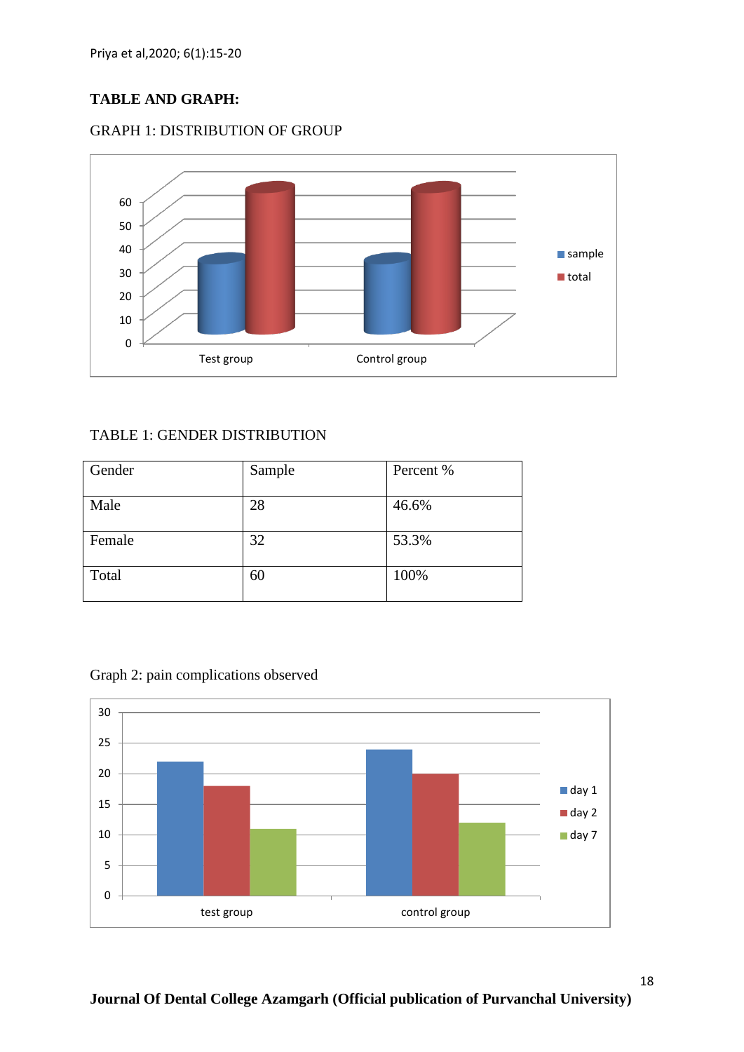**TABLE AND GRAPH:**

GRAPH 1: DISTRIBUTION OF GROUP

TABLE 1: GENDER DISTRIBUTION

| Gender | Sample | Percent % |
|---|---|---|
| Male | 28 | 46.6% |
| Female | 32 | 53.3% |
| Total | 60 | 100% |

Graph 2: pain complications observed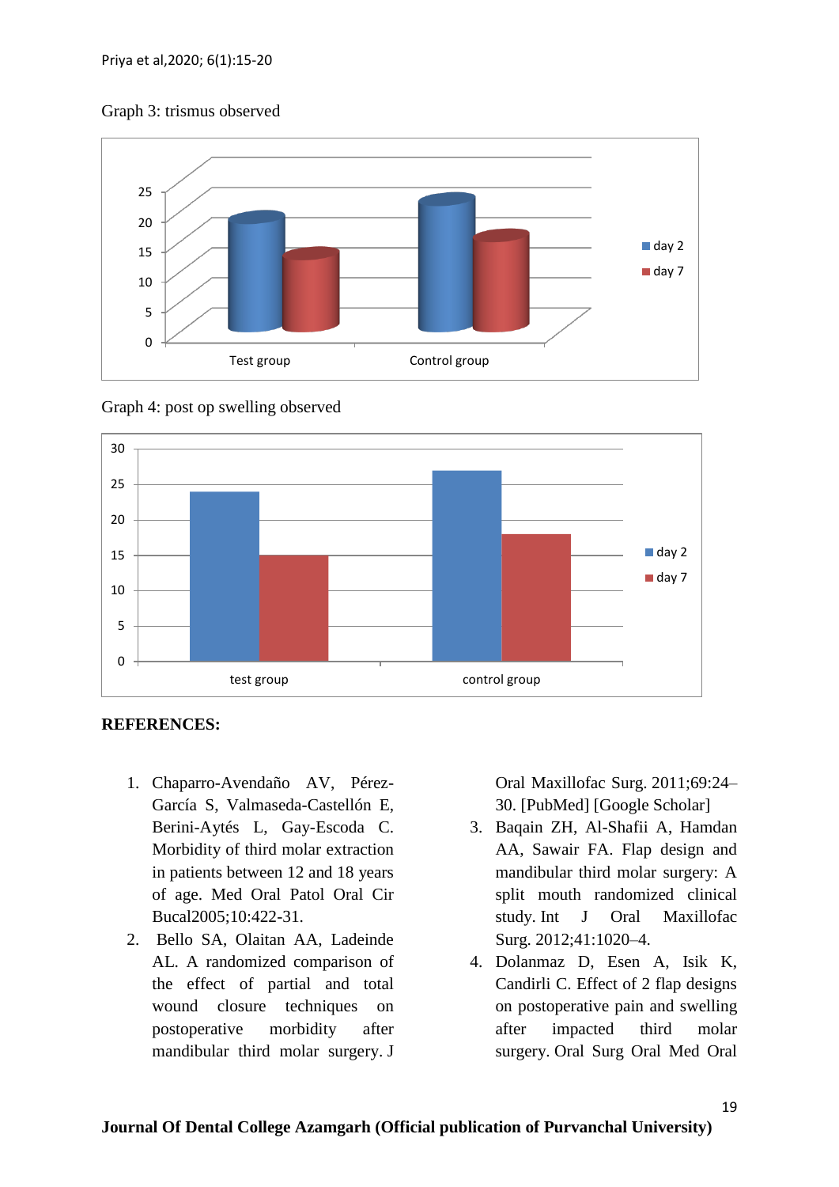Graph 3: trismus observed

Graph 4: post op swelling observed

**REFERENCES:**

1. Chaparro-Avendaño AV, Pérez-García S, Valmaseda-Castellón E, Berini-Aytés L, Gay-Escoda C. Morbidity of third molar extraction in patients between 12 and 18 years of age. Med Oral Patol Oral Cir Bucal2005;10:422-31.
2. Bello SA, Olaitan AA, Ladeinde AL. A randomized comparison of the effect of partial and total wound closure techniques on postoperative morbidity after mandibular third molar surgery. J Oral Maxillofac Surg. 2011;69:24–30. [PubMed] [Google Scholar]
3. Baqain ZH, Al-Shafii A, Hamdan AA, Sawair FA. Flap design and mandibular third molar surgery: A split mouth randomized clinical study. Int J Oral Maxillofac Surg. 2012;41:1020–4.
4. Dolanmaz D, Esen A, Isik K, Candirli C. Effect of 2 flap designs on postoperative pain and swelling after impacted third molar surgery. Oral Surg Oral Med Oral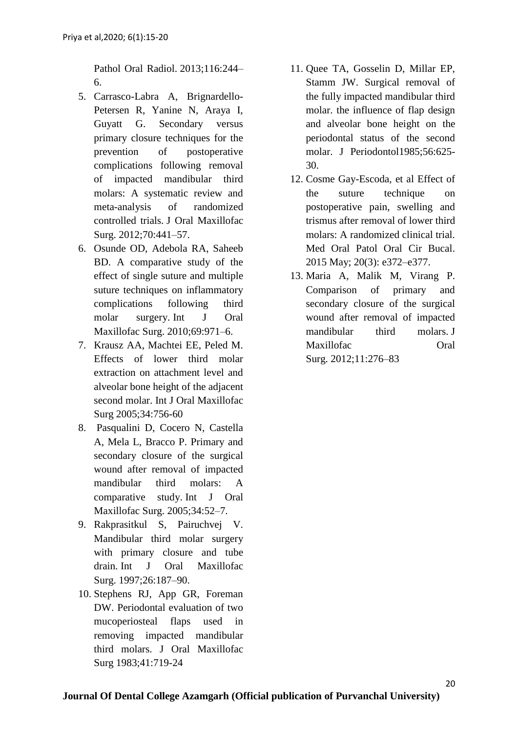Pathol Oral Radiol. 2013;116:244–6.

5. Carrasco-Labra A, Brignardello-Petersen R, Yanine N, Araya I, Guyatt G. Secondary versus primary closure techniques for the prevention of postoperative complications following removal of impacted mandibular third molars: A systematic review and meta-analysis of randomized controlled trials. J Oral Maxillofac Surg. 2012;70:441–57.
6. Osunde OD, Adebola RA, Saheeb BD. A comparative study of the effect of single suture and multiple suture techniques on inflammatory complications following third molar surgery. Int J Oral Maxillofac Surg. 2010;69:971–6.
7. Krausz AA, Machtei EE, Peled M. Effects of lower third molar extraction on attachment level and alveolar bone height of the adjacent second molar. Int J Oral Maxillofac Surg 2005;34:756-60
8. Pasqualini D, Cocero N, Castella A, Mela L, Bracco P. Primary and secondary closure of the surgical wound after removal of impacted mandibular third molars: A comparative study. Int J Oral Maxillofac Surg. 2005;34:52–7.
9. Rakprasitkul S, Pairuchvej V. Mandibular third molar surgery with primary closure and tube drain. Int J Oral Maxillofac Surg. 1997;26:187–90.
10. Stephens RJ, App GR, Foreman DW. Periodontal evaluation of two mucoperiosteal flaps used in removing impacted mandibular third molars. J Oral Maxillofac Surg 1983;41:719-24
11. Quee TA, Gosselin D, Millar EP, Stamm JW. Surgical removal of the fully impacted mandibular third molar. the influence of flap design and alveolar bone height on the periodontal status of the second molar. J Periodontol1985;56:625-30.
12. Cosme Gay-Escoda, et al Effect of the suture technique on postoperative pain, swelling and trismus after removal of lower third molars: A randomized clinical trial. Med Oral Patol Oral Cir Bucal. 2015 May; 20(3): e372–e377.
13. Maria A, Malik M, Virang P. Comparison of primary and secondary closure of the surgical wound after removal of impacted mandibular third molars. J Maxillofac Oral Surg. 2012;11:276–83